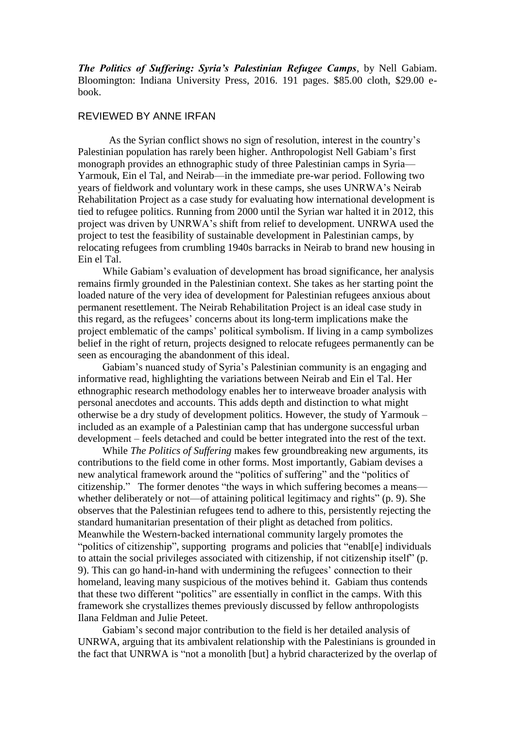***The Politics of Suffering: Syria's Palestinian Refugee Camps***, by Nell Gabiam. Bloomington: Indiana University Press, 2016. 191 pages. $85.00 cloth, $29.00 e-book.

REVIEWED BY ANNE IRFAN

As the Syrian conflict shows no sign of resolution, interest in the country's Palestinian population has rarely been higher. Anthropologist Nell Gabiam's first monograph provides an ethnographic study of three Palestinian camps in Syria—Yarmouk, Ein el Tal, and Neirab—in the immediate pre-war period. Following two years of fieldwork and voluntary work in these camps, she uses UNRWA's Neirab Rehabilitation Project as a case study for evaluating how international development is tied to refugee politics. Running from 2000 until the Syrian war halted it in 2012, this project was driven by UNRWA's shift from relief to development. UNRWA used the project to test the feasibility of sustainable development in Palestinian camps, by relocating refugees from crumbling 1940s barracks in Neirab to brand new housing in Ein el Tal.

While Gabiam's evaluation of development has broad significance, her analysis remains firmly grounded in the Palestinian context. She takes as her starting point the loaded nature of the very idea of development for Palestinian refugees anxious about permanent resettlement. The Neirab Rehabilitation Project is an ideal case study in this regard, as the refugees' concerns about its long-term implications make the project emblematic of the camps' political symbolism. If living in a camp symbolizes belief in the right of return, projects designed to relocate refugees permanently can be seen as encouraging the abandonment of this ideal.

Gabiam's nuanced study of Syria's Palestinian community is an engaging and informative read, highlighting the variations between Neirab and Ein el Tal. Her ethnographic research methodology enables her to interweave broader analysis with personal anecdotes and accounts. This adds depth and distinction to what might otherwise be a dry study of development politics. However, the study of Yarmouk – included as an example of a Palestinian camp that has undergone successful urban development – feels detached and could be better integrated into the rest of the text.

While *The Politics of Suffering* makes few groundbreaking new arguments, its contributions to the field come in other forms. Most importantly, Gabiam devises a new analytical framework around the "politics of suffering" and the "politics of citizenship." The former denotes "the ways in which suffering becomes a means—whether deliberately or not—of attaining political legitimacy and rights" (p. 9). She observes that the Palestinian refugees tend to adhere to this, persistently rejecting the standard humanitarian presentation of their plight as detached from politics. Meanwhile the Western-backed international community largely promotes the "politics of citizenship", supporting programs and policies that "enabl[e] individuals to attain the social privileges associated with citizenship, if not citizenship itself" (p. 9). This can go hand-in-hand with undermining the refugees' connection to their homeland, leaving many suspicious of the motives behind it. Gabiam thus contends that these two different "politics" are essentially in conflict in the camps. With this framework she crystallizes themes previously discussed by fellow anthropologists Ilana Feldman and Julie Peteet.

Gabiam's second major contribution to the field is her detailed analysis of UNRWA, arguing that its ambivalent relationship with the Palestinians is grounded in the fact that UNRWA is "not a monolith [but] a hybrid characterized by the overlap of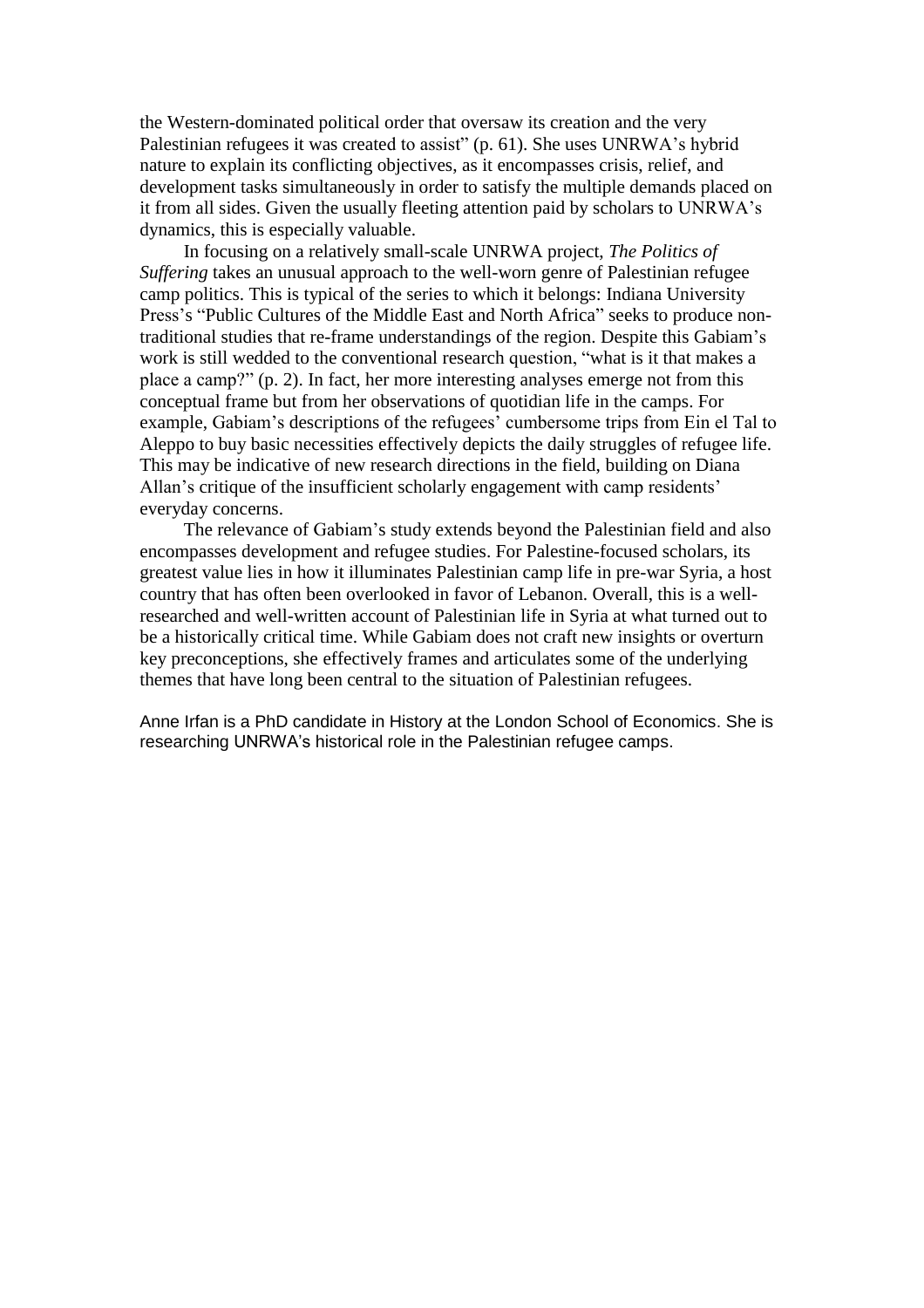the Western-dominated political order that oversaw its creation and the very Palestinian refugees it was created to assist" (p. 61). She uses UNRWA's hybrid nature to explain its conflicting objectives, as it encompasses crisis, relief, and development tasks simultaneously in order to satisfy the multiple demands placed on it from all sides. Given the usually fleeting attention paid by scholars to UNRWA's dynamics, this is especially valuable.

In focusing on a relatively small-scale UNRWA project, *The Politics of Suffering* takes an unusual approach to the well-worn genre of Palestinian refugee camp politics. This is typical of the series to which it belongs: Indiana University Press's "Public Cultures of the Middle East and North Africa" seeks to produce non-traditional studies that re-frame understandings of the region. Despite this Gabiam's work is still wedded to the conventional research question, "what is it that makes a place a camp?" (p. 2). In fact, her more interesting analyses emerge not from this conceptual frame but from her observations of quotidian life in the camps. For example, Gabiam's descriptions of the refugees' cumbersome trips from Ein el Tal to Aleppo to buy basic necessities effectively depicts the daily struggles of refugee life. This may be indicative of new research directions in the field, building on Diana Allan's critique of the insufficient scholarly engagement with camp residents' everyday concerns.

The relevance of Gabiam's study extends beyond the Palestinian field and also encompasses development and refugee studies. For Palestine-focused scholars, its greatest value lies in how it illuminates Palestinian camp life in pre-war Syria, a host country that has often been overlooked in favor of Lebanon. Overall, this is a well-researched and well-written account of Palestinian life in Syria at what turned out to be a historically critical time. While Gabiam does not craft new insights or overturn key preconceptions, she effectively frames and articulates some of the underlying themes that have long been central to the situation of Palestinian refugees.

Anne Irfan is a PhD candidate in History at the London School of Economics. She is researching UNRWA's historical role in the Palestinian refugee camps.